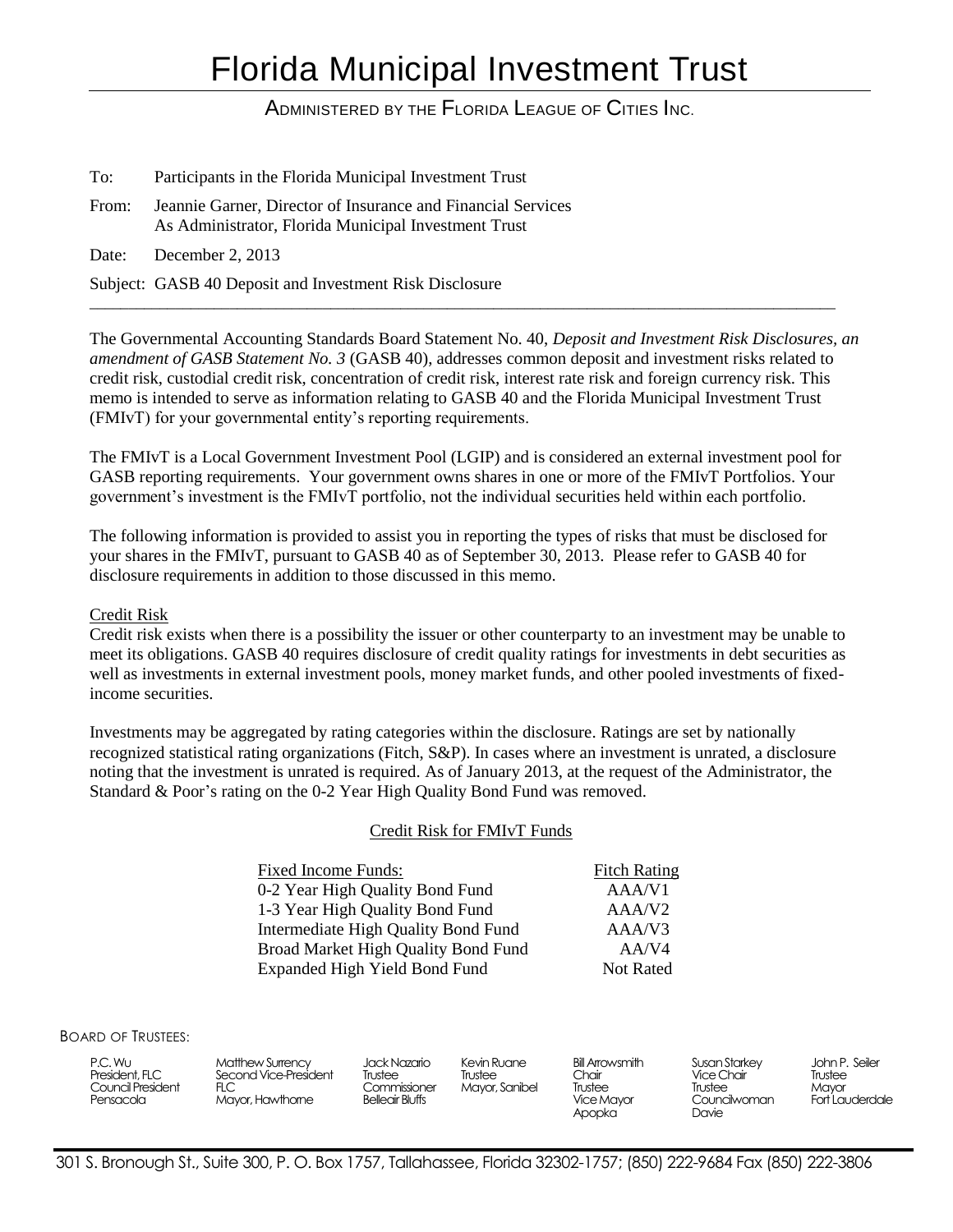# Florida Municipal Investment Trust

ADMINISTERED BY THE FLORIDA LEAGUE OF CITIES INC.

To: Participants in the Florida Municipal Investment Trust

From: Jeannie Garner, Director of Insurance and Financial Services
As Administrator, Florida Municipal Investment Trust

Date: December 2, 2013

Subject: GASB 40 Deposit and Investment Risk Disclosure

---

The Governmental Accounting Standards Board Statement No. 40, *Deposit and Investment Risk Disclosures, an amendment of GASB Statement No. 3* (GASB 40), addresses common deposit and investment risks related to credit risk, custodial credit risk, concentration of credit risk, interest rate risk and foreign currency risk. This memo is intended to serve as information relating to GASB 40 and the Florida Municipal Investment Trust (FMIvT) for your governmental entity's reporting requirements.

The FMIvT is a Local Government Investment Pool (LGIP) and is considered an external investment pool for GASB reporting requirements. Your government owns shares in one or more of the FMIvT Portfolios. Your government's investment is the FMIvT portfolio, not the individual securities held within each portfolio.

The following information is provided to assist you in reporting the types of risks that must be disclosed for your shares in the FMIvT, pursuant to GASB 40 as of September 30, 2013. Please refer to GASB 40 for disclosure requirements in addition to those discussed in this memo.

Credit Risk

Credit risk exists when there is a possibility the issuer or other counterparty to an investment may be unable to meet its obligations. GASB 40 requires disclosure of credit quality ratings for investments in debt securities as well as investments in external investment pools, money market funds, and other pooled investments of fixed-income securities.

Investments may be aggregated by rating categories within the disclosure. Ratings are set by nationally recognized statistical rating organizations (Fitch, S&P). In cases where an investment is unrated, a disclosure noting that the investment is unrated is required. As of January 2013, at the request of the Administrator, the Standard & Poor's rating on the 0-2 Year High Quality Bond Fund was removed.

Credit Risk for FMIvT Funds

| Fixed Income Funds: | Fitch Rating |
| --- | --- |
| 0-2 Year High Quality Bond Fund | AAA/V1 |
| 1-3 Year High Quality Bond Fund | AAA/V2 |
| Intermediate High Quality Bond Fund | AAA/V3 |
| Broad Market High Quality Bond Fund | AA/V4 |
| Expanded High Yield Bond Fund | Not Rated |

BOARD OF TRUSTEES:

| | | | | | | |
| --- | --- | --- | --- | --- | --- | --- |
| P.C. Wu<br>President, FLC<br>Council President<br>Pensacola | Matthew Surrency<br>Second Vice-President<br>FLC<br>Mayor, Hawthorne | Jack Nazario<br>Trustee<br>Commissioner<br>Belleair Bluffs | Kevin Ruane<br>Trustee<br>Mayor, Sanibel | Bill Arrowsmith<br>Chair<br>Trustee<br>Vice Mayor<br>Apopka | Susan Starkey<br>Vice Chair<br>Trustee<br>Councilwoman<br>Davie | John P. Seiler<br>Trustee<br>Mayor<br>Fort Lauderdale |

301 S. Bronough St., Suite 300, P. O. Box 1757, Tallahassee, Florida 32302-1757; (850) 222-9684 Fax (850) 222-3806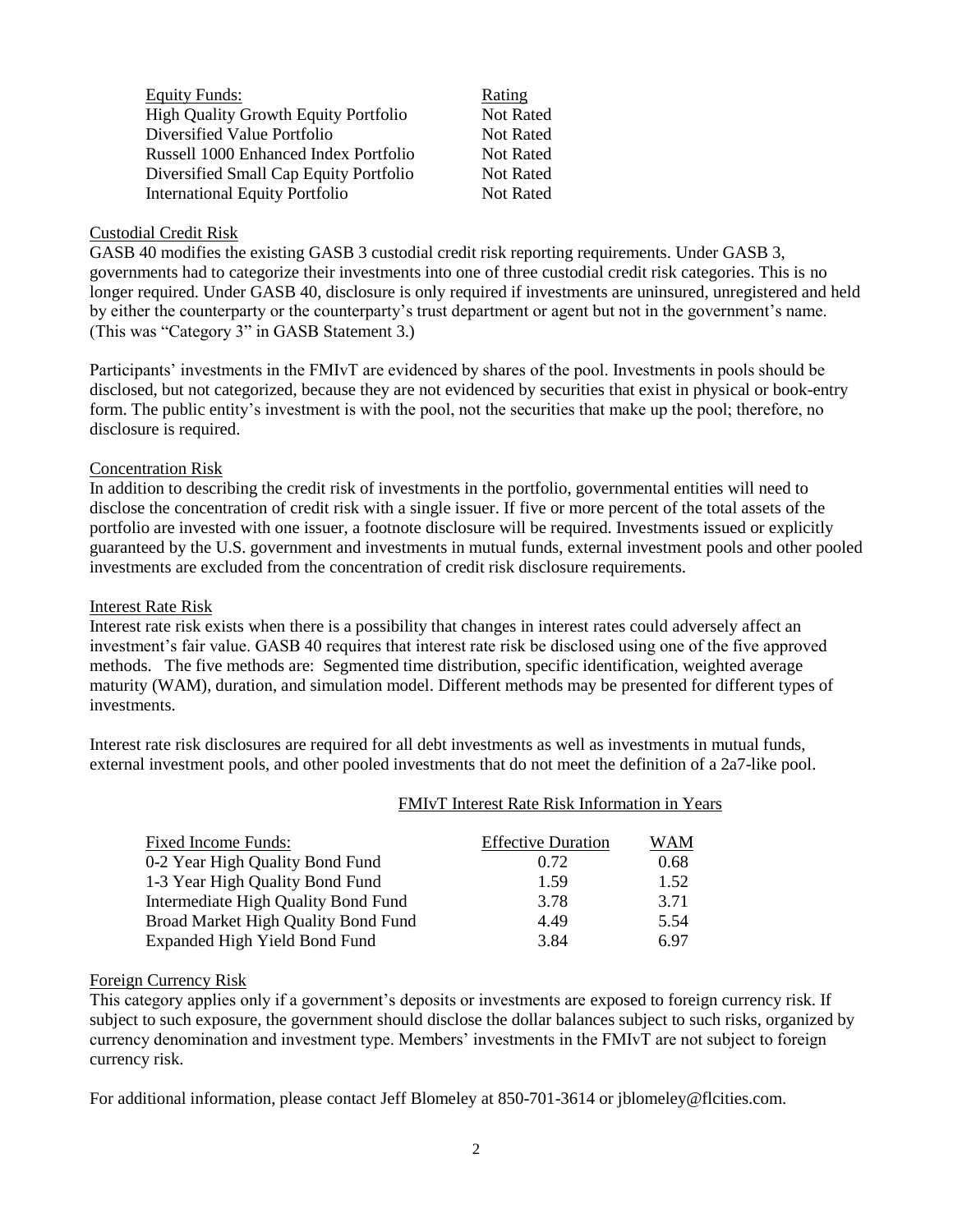| Equity Funds: | Rating |
| --- | --- |
| High Quality Growth Equity Portfolio | Not Rated |
| Diversified Value Portfolio | Not Rated |
| Russell 1000 Enhanced Index Portfolio | Not Rated |
| Diversified Small Cap Equity Portfolio | Not Rated |
| International Equity Portfolio | Not Rated |

## Custodial Credit Risk

GASB 40 modifies the existing GASB 3 custodial credit risk reporting requirements. Under GASB 3, governments had to categorize their investments into one of three custodial credit risk categories. This is no longer required. Under GASB 40, disclosure is only required if investments are uninsured, unregistered and held by either the counterparty or the counterparty's trust department or agent but not in the government's name. (This was "Category 3" in GASB Statement 3.)

Participants' investments in the FMIvT are evidenced by shares of the pool. Investments in pools should be disclosed, but not categorized, because they are not evidenced by securities that exist in physical or book-entry form. The public entity's investment is with the pool, not the securities that make up the pool; therefore, no disclosure is required.

## Concentration Risk

In addition to describing the credit risk of investments in the portfolio, governmental entities will need to disclose the concentration of credit risk with a single issuer. If five or more percent of the total assets of the portfolio are invested with one issuer, a footnote disclosure will be required. Investments issued or explicitly guaranteed by the U.S. government and investments in mutual funds, external investment pools and other pooled investments are excluded from the concentration of credit risk disclosure requirements.

## Interest Rate Risk

Interest rate risk exists when there is a possibility that changes in interest rates could adversely affect an investment's fair value. GASB 40 requires that interest rate risk be disclosed using one of the five approved methods. The five methods are: Segmented time distribution, specific identification, weighted average maturity (WAM), duration, and simulation model. Different methods may be presented for different types of investments.

Interest rate risk disclosures are required for all debt investments as well as investments in mutual funds, external investment pools, and other pooled investments that do not meet the definition of a 2a7-like pool.

FMIvT Interest Rate Risk Information in Years

| Fixed Income Funds: | Effective Duration | WAM |
| --- | --- | --- |
| 0-2 Year High Quality Bond Fund | 0.72 | 0.68 |
| 1-3 Year High Quality Bond Fund | 1.59 | 1.52 |
| Intermediate High Quality Bond Fund | 3.78 | 3.71 |
| Broad Market High Quality Bond Fund | 4.49 | 5.54 |
| Expanded High Yield Bond Fund | 3.84 | 6.97 |

## Foreign Currency Risk

This category applies only if a government's deposits or investments are exposed to foreign currency risk. If subject to such exposure, the government should disclose the dollar balances subject to such risks, organized by currency denomination and investment type. Members' investments in the FMIvT are not subject to foreign currency risk.

For additional information, please contact Jeff Blomeley at 850-701-3614 or jblomeley@flcities.com.